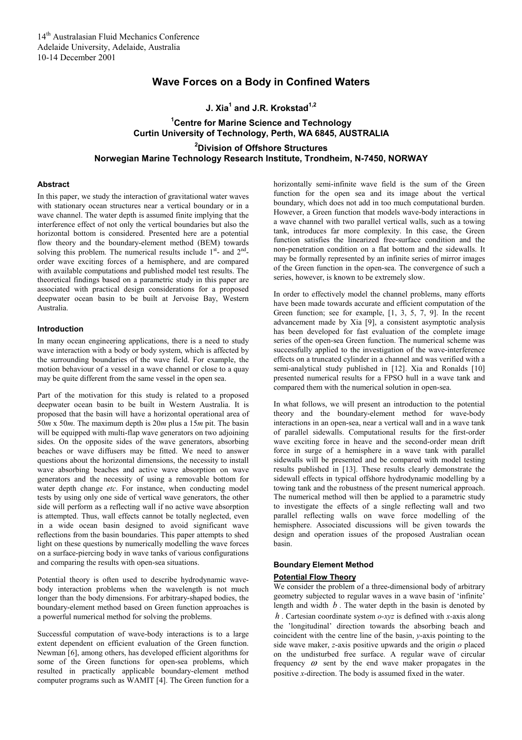14th Australasian Fluid Mechanics Conference
Adelaide University, Adelaide, Australia
10-14 December 2001

# Wave Forces on a Body in Confined Waters

**J. Xia[1] and J.R. Krokstad[1,2]**

**[1]Centre for Marine Science and Technology**
**Curtin University of Technology, Perth, WA 6845, AUSTRALIA**

**[2]Division of Offshore Structures**
**Norwegian Marine Technology Research Institute, Trondheim, N-7450, NORWAY**

## Abstract

In this paper, we study the interaction of gravitational water waves with stationary ocean structures near a vertical boundary or in a wave channel. The water depth is assumed finite implying that the interference effect of not only the vertical boundaries but also the horizontal bottom is considered. Presented here are a potential flow theory and the boundary-element method (BEM) towards solving this problem. The numerical results include 1st- and 2nd-order wave exciting forces of a hemisphere, and are compared with available computations and published model test results. The theoretical findings based on a parametric study in this paper are associated with practical design considerations for a proposed deepwater ocean basin to be built at Jervoise Bay, Western Australia.

## Introduction

In many ocean engineering applications, there is a need to study wave interaction with a body or body system, which is affected by the surrounding boundaries of the wave field. For example, the motion behaviour of a vessel in a wave channel or close to a quay may be quite different from the same vessel in the open sea.

Part of the motivation for this study is related to a proposed deepwater ocean basin to be built in Western Australia. It is proposed that the basin will have a horizontal operational area of 50*m* x 50*m*. The maximum depth is 20*m* plus a 15*m* pit. The basin will be equipped with multi-flap wave generators on two adjoining sides. On the opposite sides of the wave generators, absorbing beaches or wave diffusers may be fitted. We need to answer questions about the horizontal dimensions, the necessity to install wave absorbing beaches and active wave absorption on wave generators and the necessity of using a removable bottom for water depth change *etc*. For instance, when conducting model tests by using only one side of vertical wave generators, the other side will perform as a reflecting wall if no active wave absorption is attempted. Thus, wall effects cannot be totally neglected, even in a wide ocean basin designed to avoid significant wave reflections from the basin boundaries. This paper attempts to shed light on these questions by numerically modelling the wave forces on a surface-piercing body in wave tanks of various configurations and comparing the results with open-sea situations.

Potential theory is often used to describe hydrodynamic wave-body interaction problems when the wavelength is not much longer than the body dimensions. For arbitrary-shaped bodies, the boundary-element method based on Green function approaches is a powerful numerical method for solving the problems.

Successful computation of wave-body interactions is to a large extent dependent on efficient evaluation of the Green function. Newman [6], among others, has developed efficient algorithms for some of the Green functions for open-sea problems, which resulted in practically applicable boundary-element method computer programs such as WAMIT [4]. The Green function for a horizontally semi-infinite wave field is the sum of the Green function for the open sea and its image about the vertical boundary, which does not add in too much computational burden. However, a Green function that models wave-body interactions in a wave channel with two parallel vertical walls, such as a towing tank, introduces far more complexity. In this case, the Green function satisfies the linearized free-surface condition and the non-penetration condition on a flat bottom and the sidewalls. It may be formally represented by an infinite series of mirror images of the Green function in the open-sea. The convergence of such a series, however, is known to be extremely slow.

In order to effectively model the channel problems, many efforts have been made towards accurate and efficient computation of the Green function; see for example, [1, 3, 5, 7, 9]. In the recent advancement made by Xia [9], a consistent asymptotic analysis has been developed for fast evaluation of the complete image series of the open-sea Green function. The numerical scheme was successfully applied to the investigation of the wave-interference effects on a truncated cylinder in a channel and was verified with a semi-analytical study published in [12]. Xia and Ronalds [10] presented numerical results for a FPSO hull in a wave tank and compared them with the numerical solution in open-sea.

In what follows, we will present an introduction to the potential theory and the boundary-element method for wave-body interactions in an open-sea, near a vertical wall and in a wave tank of parallel sidewalls. Computational results for the first-order wave exciting force in heave and the second-order mean drift force in surge of a hemisphere in a wave tank with parallel sidewalls will be presented and be compared with model testing results published in [13]. These results clearly demonstrate the sidewall effects in typical offshore hydrodynamic modelling by a towing tank and the robustness of the present numerical approach. The numerical method will then be applied to a parametric study to investigate the effects of a single reflecting wall and two parallel reflecting walls on wave force modelling of the hemisphere. Associated discussions will be given towards the design and operation issues of the proposed Australian ocean basin.

## Boundary Element Method

### Potential Flow Theory

We consider the problem of a three-dimensional body of arbitrary geometry subjected to regular waves in a wave basin of 'infinite' length and width $b$. The water depth in the basin is denoted by $h$. Cartesian coordinate system *o-xyz* is defined with *x*-axis along the 'longitudinal' direction towards the absorbing beach and coincident with the centre line of the basin, *y*-axis pointing to the side wave maker, *z*-axis positive upwards and the origin *o* placed on the undisturbed free surface. A regular wave of circular frequency $\omega$ sent by the end wave maker propagates in the positive *x*-direction. The body is assumed fixed in the water.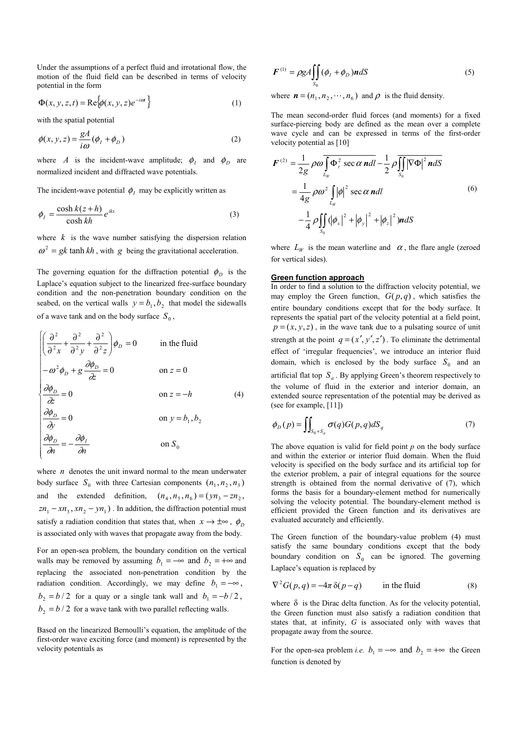Under the assumptions of a perfect fluid and irrotational flow, the motion of the fluid field can be described in terms of velocity potential in the form

$$\Phi(x, y, z, t) = \mathrm{Re}\left\{\phi(x, y, z)e^{-i\omega t}\right\} \tag{1}$$

with the spatial potential

$$\phi(x, y, z) = \frac{gA}{i\omega}(\phi_I + \phi_D) \tag{2}$$

where $A$ is the incident-wave amplitude; $\phi_I$ and $\phi_D$ are normalized incident and diffracted wave potentials.

The incident-wave potential $\phi_I$ may be explicitly written as

$$\phi_I = \frac{\cosh k(z+h)}{\cosh kh} e^{ikx} \tag{3}$$

where $k$ is the wave number satisfying the dispersion relation $\omega^2 = gk \tanh kh$, with $g$ being the gravitational acceleration.

The governing equation for the diffraction potential $\phi_D$ is the Laplace's equation subject to the linearized free-surface boundary condition and the non-penetration boundary condition on the seabed, on the vertical walls $y = b_1, b_2$ that model the sidewalls of a wave tank and on the body surface $S_0$,

$$\begin{cases} \left(\dfrac{\partial^2}{\partial^2 x} + \dfrac{\partial^2}{\partial^2 y} + \dfrac{\partial^2}{\partial^2 z}\right)\phi_D = 0 & \text{in the fluid} \\ -\omega^2 \phi_D + g\dfrac{\partial \phi_D}{\partial z} = 0 & \text{on } z = 0 \\ \dfrac{\partial \phi_D}{\partial z} = 0 & \text{on } z = -h \\ \dfrac{\partial \phi_D}{\partial y} = 0 & \text{on } y = b_1, b_2 \\ \dfrac{\partial \phi_D}{\partial n} = -\dfrac{\partial \phi_I}{\partial n} & \text{on } S_0 \end{cases} \tag{4}$$

where $n$ denotes the unit inward normal to the mean underwater body surface $S_0$ with three Cartesian components $(n_1, n_2, n_3)$ and the extended definition, $(n_4, n_5, n_6) = (yn_3 - zn_2, zn_1 - xn_3, xn_2 - yn_1)$. In addition, the diffraction potential must satisfy a radiation condition that states that, when $x \to \pm\infty$, $\phi_D$ is associated only with waves that propagate away from the body.

For an open-sea problem, the boundary condition on the vertical walls may be removed by assuming $b_1 = -\infty$ and $b_2 = +\infty$ and replacing the associated non-penetration condition by the radiation condition. Accordingly, we may define $b_1 = -\infty$, $b_2 = b/2$ for a quay or a single tank wall and $b_1 = -b/2$, $b_2 = b/2$ for a wave tank with two parallel reflecting walls.

Based on the linearized Bernoulli's equation, the amplitude of the first-order wave exciting force (and moment) is represented by the velocity potentials as

$$\boldsymbol{F}^{(1)} = \rho g A \iint_{S_0} (\phi_I + \phi_D)\boldsymbol{n} dS \tag{5}$$

where $\boldsymbol{n} = (n_1, n_2, \cdots, n_6)$ and $\rho$ is the fluid density.

The mean second-order fluid forces (and moments) for a fixed surface-piercing body are defined as the mean over a complete wave cycle and can be expressed in terms of the first-order velocity potential as [10]

$$\begin{aligned} \boldsymbol{F}^{(2)} &= \frac{1}{2g}\rho\omega \overline{\int_{L_W} \Phi_t^2 \sec\alpha\, \boldsymbol{n} dl} - \frac{1}{2}\rho \overline{\iint_{S_0} |\nabla \Phi|^2 \boldsymbol{n} dS} \\ &= \frac{1}{4g}\rho\omega^2 \int_{L_W} |\phi|^2 \sec\alpha\, \boldsymbol{n} dl \\ &\quad - \frac{1}{4}\rho \iint_{S_0} (|\phi_x|^2 + |\phi_y|^2 + |\phi_z|^2)\boldsymbol{n} dS \end{aligned} \tag{6}$$

where $L_W$ is the mean waterline and $\alpha$, the flare angle (zeroed for vertical sides).

## Green function approach

In order to find a solution to the diffraction velocity potential, we may employ the Green function, $G(p, q)$, which satisfies the entire boundary conditions except that for the body surface. It represents the spatial part of the velocity potential at a field point, $p = (x, y, z)$, in the wave tank due to a pulsating source of unit strength at the point $q = (x', y', z')$. To eliminate the detrimental effect of 'irregular frequencies', we introduce an interior fluid domain, which is enclosed by the body surface $S_0$ and an artificial flat top $S_a$. By applying Green's theorem respectively to the volume of fluid in the exterior and interior domain, an extended source representation of the potential may be derived as (see for example, [11])

$$\phi_D(p) = \iint_{S_0 + S_a} \sigma(q) G(p, q) dS_q \tag{7}$$

The above equation is valid for field point $p$ on the body surface and within the exterior or interior fluid domain. When the fluid velocity is specified on the body surface and its artificial top for the exterior problem, a pair of integral equations for the source strength is obtained from the normal derivative of (7), which forms the basis for a boundary-element method for numerically solving the velocity potential. The boundary-element method is efficient provided the Green function and its derivatives are evaluated accurately and efficiently.

The Green function of the boundary-value problem (4) must satisfy the same boundary conditions except that the body boundary condition on $S_0$ can be ignored. The governing Laplace's equation is replaced by

$$\nabla^2 G(p, q) = -4\pi\, \delta(p - q) \qquad \text{in the fluid} \tag{8}$$

where $\delta$ is the Dirac delta function. As for the velocity potential, the Green function must also satisfy a radiation condition that states that, at infinity, $G$ is associated only with waves that propagate away from the source.

For the open-sea problem *i.e.* $b_1 = -\infty$ and $b_2 = +\infty$ the Green function is denoted by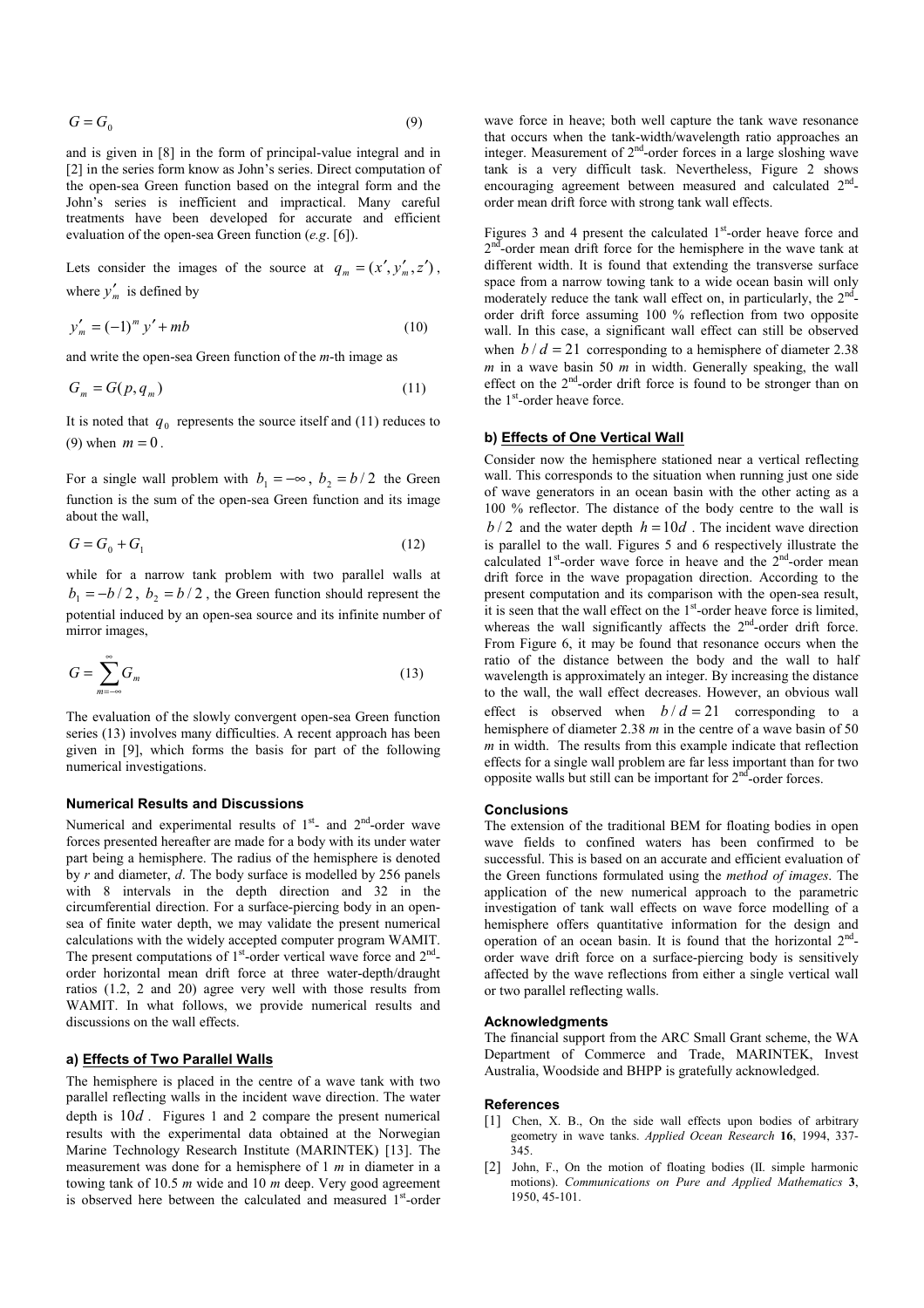$$G = G_0 \tag{9}$$

and is given in [8] in the form of principal-value integral and in [2] in the series form know as John's series. Direct computation of the open-sea Green function based on the integral form and the John's series is inefficient and impractical. Many careful treatments have been developed for accurate and efficient evaluation of the open-sea Green function (*e.g*. [6]).

Lets consider the images of the source at $q_m = (x', y'_m, z')$, where $y'_m$ is defined by

$$y'_m = (-1)^m y' + mb \tag{10}$$

and write the open-sea Green function of the *m*-th image as

$$G_m = G(p, q_m) \tag{11}$$

It is noted that $q_0$ represents the source itself and (11) reduces to (9) when $m = 0$.

For a single wall problem with $b_1 = -\infty$, $b_2 = b/2$ the Green function is the sum of the open-sea Green function and its image about the wall,

$$G = G_0 + G_1 \tag{12}$$

while for a narrow tank problem with two parallel walls at $b_1 = -b/2$, $b_2 = b/2$, the Green function should represent the potential induced by an open-sea source and its infinite number of mirror images,

$$G = \sum_{m=-\infty}^{\infty} G_m \tag{13}$$

The evaluation of the slowly convergent open-sea Green function series (13) involves many difficulties. A recent approach has been given in [9], which forms the basis for part of the following numerical investigations.

### Numerical Results and Discussions

Numerical and experimental results of 1st- and 2nd-order wave forces presented hereafter are made for a body with its under water part being a hemisphere. The radius of the hemisphere is denoted by *r* and diameter, *d*. The body surface is modelled by 256 panels with 8 intervals in the depth direction and 32 in the circumferential direction. For a surface-piercing body in an open-sea of finite water depth, we may validate the present numerical calculations with the widely accepted computer program WAMIT. The present computations of 1st-order vertical wave force and 2nd-order horizontal mean drift force at three water-depth/draught ratios (1.2, 2 and 20) agree very well with those results from WAMIT. In what follows, we provide numerical results and discussions on the wall effects.

#### a) Effects of Two Parallel Walls

The hemisphere is placed in the centre of a wave tank with two parallel reflecting walls in the incident wave direction. The water depth is $10d$. Figures 1 and 2 compare the present numerical results with the experimental data obtained at the Norwegian Marine Technology Research Institute (MARINTEK) [13]. The measurement was done for a hemisphere of 1 *m* in diameter in a towing tank of 10.5 *m* wide and 10 *m* deep. Very good agreement is observed here between the calculated and measured 1st-order wave force in heave; both well capture the tank wave resonance that occurs when the tank-width/wavelength ratio approaches an integer. Measurement of 2nd-order forces in a large sloshing wave tank is a very difficult task. Nevertheless, Figure 2 shows encouraging agreement between measured and calculated 2nd-order mean drift force with strong tank wall effects.

Figures 3 and 4 present the calculated 1st-order heave force and 2nd-order mean drift force for the hemisphere in the wave tank at different width. It is found that extending the transverse surface space from a narrow towing tank to a wide ocean basin will only moderately reduce the tank wall effect on, in particularly, the 2nd-order drift force assuming 100 % reflection from two opposite wall. In this case, a significant wall effect can still be observed when $b/d = 21$ corresponding to a hemisphere of diameter 2.38 *m* in a wave basin 50 *m* in width. Generally speaking, the wall effect on the 2nd-order drift force is found to be stronger than on the 1st-order heave force.

#### b) Effects of One Vertical Wall

Consider now the hemisphere stationed near a vertical reflecting wall. This corresponds to the situation when running just one side of wave generators in an ocean basin with the other acting as a 100 % reflector. The distance of the body centre to the wall is $b/2$ and the water depth $h = 10d$. The incident wave direction is parallel to the wall. Figures 5 and 6 respectively illustrate the calculated 1st-order wave force in heave and the 2nd-order mean drift force in the wave propagation direction. According to the present computation and its comparison with the open-sea result, it is seen that the wall effect on the 1st-order heave force is limited, whereas the wall significantly affects the 2nd-order drift force. From Figure 6, it may be found that resonance occurs when the ratio of the distance between the body and the wall to half wavelength is approximately an integer. By increasing the distance to the wall, the wall effect decreases. However, an obvious wall effect is observed when $b/d = 21$ corresponding to a hemisphere of diameter 2.38 *m* in the centre of a wave basin of 50 *m* in width. The results from this example indicate that reflection effects for a single wall problem are far less important than for two opposite walls but still can be important for 2nd-order forces.

### Conclusions

The extension of the traditional BEM for floating bodies in open wave fields to confined waters has been confirmed to be successful. This is based on an accurate and efficient evaluation of the Green functions formulated using the *method of images*. The application of the new numerical approach to the parametric investigation of tank wall effects on wave force modelling of a hemisphere offers quantitative information for the design and operation of an ocean basin. It is found that the horizontal 2nd-order wave drift force on a surface-piercing body is sensitively affected by the wave reflections from either a single vertical wall or two parallel reflecting walls.

### Acknowledgments

The financial support from the ARC Small Grant scheme, the WA Department of Commerce and Trade, MARINTEK, Invest Australia, Woodside and BHPP is gratefully acknowledged.

### References

[1] Chen, X. B., On the side wall effects upon bodies of arbitrary geometry in wave tanks. *Applied Ocean Research* **16**, 1994, 337-345.

[2] John, F., On the motion of floating bodies (II. simple harmonic motions). *Communications on Pure and Applied Mathematics* **3**, 1950, 45-101.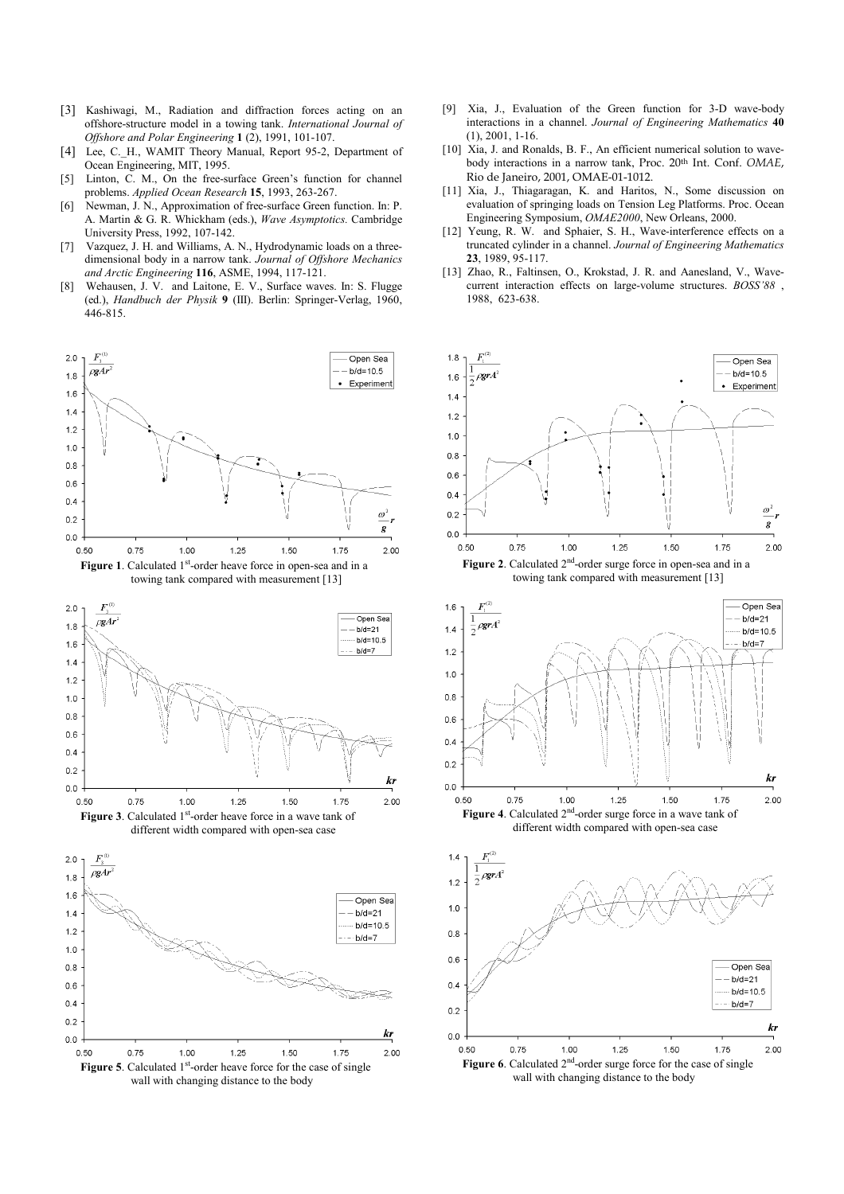[3] Kashiwagi, M., Radiation and diffraction forces acting on an offshore-structure model in a towing tank. *International Journal of Offshore and Polar Engineering* **1** (2), 1991, 101-107.

[4] Lee, C. H., WAMIT Theory Manual, Report 95-2, Department of Ocean Engineering, MIT, 1995.

[5] Linton, C. M., On the free-surface Green's function for channel problems. *Applied Ocean Research* **15**, 1993, 263-267.

[6] Newman, J. N., Approximation of free-surface Green function. In: P. A. Martin & G. R. Whickham (eds.), *Wave Asymptotics*. Cambridge University Press, 1992, 107-142.

[7] Vazquez, J. H. and Williams, A. N., Hydrodynamic loads on a three-dimensional body in a narrow tank. *Journal of Offshore Mechanics and Arctic Engineering* **116**, ASME, 1994, 117-121.

[8] Wehausen, J. V. and Laitone, E. V., Surface waves. In: S. Flugge (ed.), *Handbuch der Physik* **9** (III). Berlin: Springer-Verlag, 1960, 446-815.

[9] Xia, J., Evaluation of the Green function for 3-D wave-body interactions in a channel. *Journal of Engineering Mathematics* **40** (1), 2001, 1-16.

[10] Xia, J. and Ronalds, B. F., An efficient numerical solution to wave-body interactions in a narrow tank, Proc. 20th Int. Conf. *OMAE*, Rio de Janeiro, 2001, OMAE-01-1012.

[11] Xia, J., Thiagaragan, K. and Haritos, N., Some discussion on evaluation of springing loads on Tension Leg Platforms. Proc. Ocean Engineering Symposium, *OMAE2000*, New Orleans, 2000.

[12] Yeung, R. W. and Sphaier, S. H., Wave-interference effects on a truncated cylinder in a channel. *Journal of Engineering Mathematics* **23**, 1989, 95-117.

[13] Zhao, R., Faltinsen, O., Krokstad, J. R. and Aanesland, V., Wave-current interaction effects on large-volume structures. *BOSS'88* , 1988, 623-638.

$\frac{F_3^{(1)}}{\rho g A r^2}$

Open Sea
b/d=10.5
Experiment

$\frac{\omega^2}{g}r$

0.50 0.75 1.00 1.25 1.50 1.75 2.00

**Figure 1**. Calculated 1st-order heave force in open-sea and in a towing tank compared with measurement [13]

$\frac{F_1^{(2)}}{\frac{1}{2}\rho g r A^2}$

Open Sea
b/d=10.5
Experiment

$\frac{\omega^2}{g}r$

0.50 0.75 1.00 1.25 1.50 1.75 2.00

**Figure 2**. Calculated 2nd-order surge force in open-sea and in a towing tank compared with measurement [13]

$\frac{F_3^{(1)}}{\rho g A r^2}$

Open Sea
b/d=21
b/d=10.5
b/d=7

$kr$

0.50 0.75 1.00 1.25 1.50 1.75 2.00

**Figure 3**. Calculated 1st-order heave force in a wave tank of different width compared with open-sea case

$\frac{F_1^{(2)}}{\frac{1}{2}\rho g r A^2}$

Open Sea
b/d=21
b/d=10.5
b/d=7

$kr$

0.50 0.75 1.00 1.25 1.50 1.75 2.00

**Figure 4**. Calculated 2nd-order surge force in a wave tank of different width compared with open-sea case

$\frac{F_3^{(1)}}{\rho g A r^2}$

Open Sea
b/d=21
b/d=10.5
b/d=7

$kr$

0.50 0.75 1.00 1.25 1.50 1.75 2.00

**Figure 5**. Calculated 1st-order heave force for the case of single wall with changing distance to the body

$\frac{F_1^{(2)}}{\frac{1}{2}\rho g r A^2}$

Open Sea
b/d=21
b/d=10.5
b/d=7

$kr$

0.50 0.75 1.00 1.25 1.50 1.75 2.00

**Figure 6**. Calculated 2nd-order surge force for the case of single wall with changing distance to the body